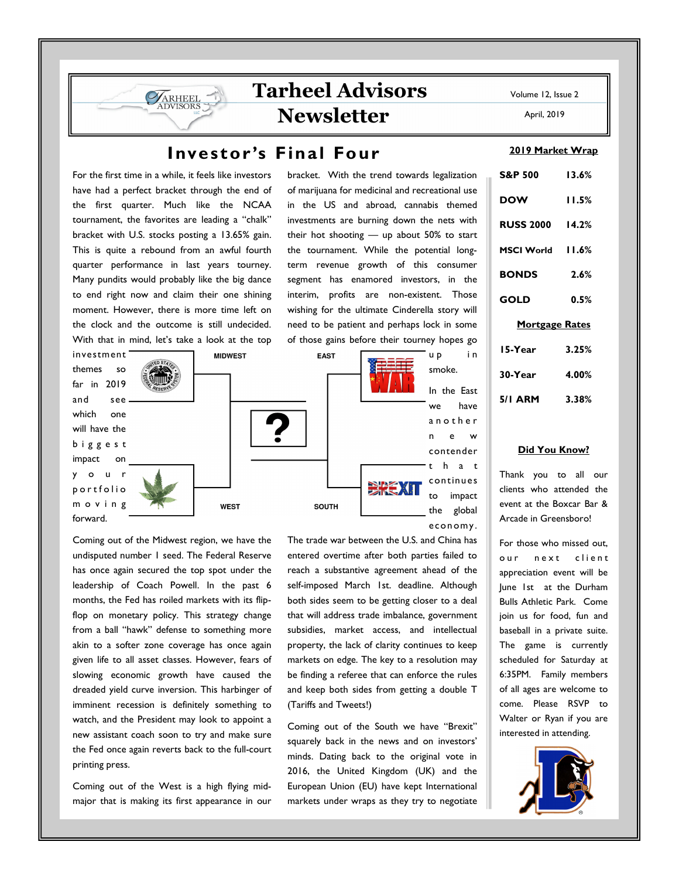# Tarheel Advisors Newsletter

Volume 12, Issue 2

April, 2019

## Investor's Final Four

For the first time in a while, it feels like investors have had a perfect bracket through the end of the first quarter. Much like the NCAA tournament, the favorites are leading a "chalk" bracket with U.S. stocks posting a 13.65% gain. This is quite a rebound from an awful fourth quarter performance in last years tourney. Many pundits would probably like the big dance to end right now and claim their one shining moment. However, there is more time left on the clock and the outcome is still undecided. With that in mind, let's take a look at the top investment themes so far in 2019 and see which one will have the biggest impact on your portfolio moving forward.

MIDWEST | EAST | WEST | SOUTH

Coming out of the Midwest region, we have the undisputed number 1 seed. The Federal Reserve has once again secured the top spot under the leadership of Coach Powell. In the past 6 months, the Fed has roiled markets with its flip-flop on monetary policy. This strategy change from a ball "hawk" defense to something more akin to a softer zone coverage has once again given life to all asset classes. However, fears of slowing economic growth have caused the dreaded yield curve inversion. This harbinger of imminent recession is definitely something to watch, and the President may look to appoint a new assistant coach soon to try and make sure the Fed once again reverts back to the full-court printing press.

Coming out of the West is a high flying mid-major that is making its first appearance in our bracket. With the trend towards legalization of marijuana for medicinal and recreational use in the US and abroad, cannabis themed investments are burning down the nets with their hot shooting — up about 50% to start the tournament. While the potential long-term revenue growth of this consumer segment has enamored investors, in the interim, profits are non-existent. Those wishing for the ultimate Cinderella story will need to be patient and perhaps lock in some of those gains before their tourney hopes go up in smoke.

In the East we have another new contender that continues to impact the global economy. The trade war between the U.S. and China has entered overtime after both parties failed to reach a substantive agreement ahead of the self-imposed March 1st. deadline. Although both sides seem to be getting closer to a deal that will address trade imbalance, government subsidies, market access, and intellectual property, the lack of clarity continues to keep markets on edge. The key to a resolution may be finding a referee that can enforce the rules and keep both sides from getting a double T (Tariffs and Tweets!)

Coming out of the South we have "Brexit" squarely back in the news and on investors' minds. Dating back to the original vote in 2016, the United Kingdom (UK) and the European Union (EU) have kept International markets under wraps as they try to negotiate

### 2019 Market Wrap

| | |
|---|---|
| S&P 500 | 13.6% |
| DOW | 11.5% |
| RUSS 2000 | 14.2% |
| MSCI World | 11.6% |
| BONDS | 2.6% |
| GOLD | 0.5% |

### Mortgage Rates

| | |
|---|---|
| 15-Year | 3.25% |
| 30-Year | 4.00% |
| 5/1 ARM | 3.38% |

### Did You Know?

Thank you to all our clients who attended the event at the Boxcar Bar & Arcade in Greensboro!

For those who missed out, our next client appreciation event will be June 1st at the Durham Bulls Athletic Park. Come join us for food, fun and baseball in a private suite. The game is currently scheduled for Saturday at 6:35PM. Family members of all ages are welcome to come. Please RSVP to Walter or Ryan if you are interested in attending.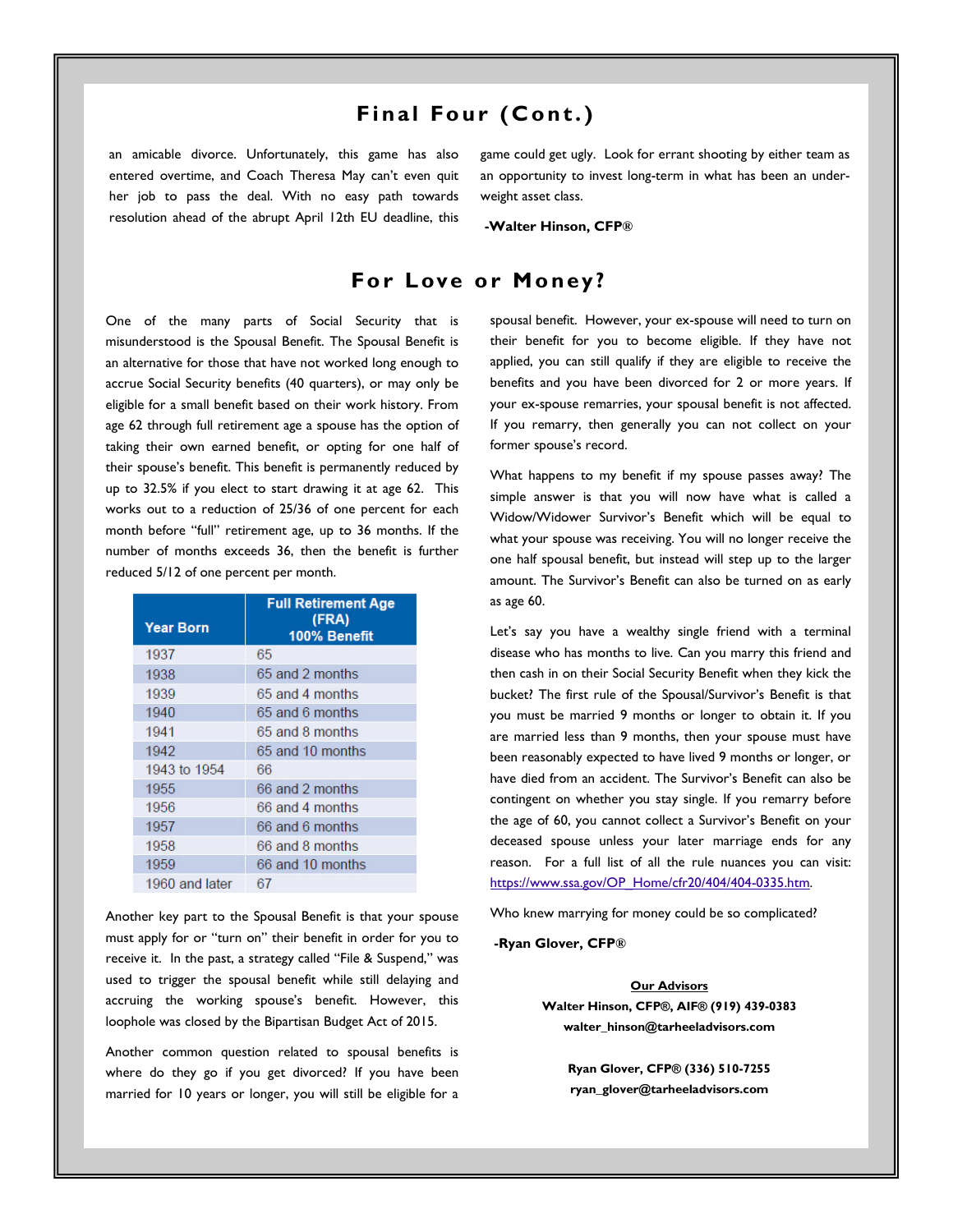## Final Four (Cont.)

an amicable divorce. Unfortunately, this game has also entered overtime, and Coach Theresa May can't even quit her job to pass the deal. With no easy path towards resolution ahead of the abrupt April 12th EU deadline, this game could get ugly. Look for errant shooting by either team as an opportunity to invest long-term in what has been an under-weight asset class.

**-Walter Hinson, CFP®**

## For Love or Money?

One of the many parts of Social Security that is misunderstood is the Spousal Benefit. The Spousal Benefit is an alternative for those that have not worked long enough to accrue Social Security benefits (40 quarters), or may only be eligible for a small benefit based on their work history. From age 62 through full retirement age a spouse has the option of taking their own earned benefit, or opting for one half of their spouse's benefit. This benefit is permanently reduced by up to 32.5% if you elect to start drawing it at age 62. This works out to a reduction of 25/36 of one percent for each month before "full" retirement age, up to 36 months. If the number of months exceeds 36, then the benefit is further reduced 5/12 of one percent per month.

| Year Born | Full Retirement Age (FRA) 100% Benefit |
|---|---|
| 1937 | 65 |
| 1938 | 65 and 2 months |
| 1939 | 65 and 4 months |
| 1940 | 65 and 6 months |
| 1941 | 65 and 8 months |
| 1942 | 65 and 10 months |
| 1943 to 1954 | 66 |
| 1955 | 66 and 2 months |
| 1956 | 66 and 4 months |
| 1957 | 66 and 6 months |
| 1958 | 66 and 8 months |
| 1959 | 66 and 10 months |
| 1960 and later | 67 |

Another key part to the Spousal Benefit is that your spouse must apply for or "turn on" their benefit in order for you to receive it. In the past, a strategy called "File & Suspend," was used to trigger the spousal benefit while still delaying and accruing the working spouse's benefit. However, this loophole was closed by the Bipartisan Budget Act of 2015.

Another common question related to spousal benefits is where do they go if you get divorced? If you have been married for 10 years or longer, you will still be eligible for a spousal benefit. However, your ex-spouse will need to turn on their benefit for you to become eligible. If they have not applied, you can still qualify if they are eligible to receive the benefits and you have been divorced for 2 or more years. If your ex-spouse remarries, your spousal benefit is not affected. If you remarry, then generally you can not collect on your former spouse's record.

What happens to my benefit if my spouse passes away? The simple answer is that you will now have what is called a Widow/Widower Survivor's Benefit which will be equal to what your spouse was receiving. You will no longer receive the one half spousal benefit, but instead will step up to the larger amount. The Survivor's Benefit can also be turned on as early as age 60.

Let's say you have a wealthy single friend with a terminal disease who has months to live. Can you marry this friend and then cash in on their Social Security Benefit when they kick the bucket? The first rule of the Spousal/Survivor's Benefit is that you must be married 9 months or longer to obtain it. If you are married less than 9 months, then your spouse must have been reasonably expected to have lived 9 months or longer, or have died from an accident. The Survivor's Benefit can also be contingent on whether you stay single. If you remarry before the age of 60, you cannot collect a Survivor's Benefit on your deceased spouse unless your later marriage ends for any reason. For a full list of all the rule nuances you can visit: https://www.ssa.gov/OP_Home/cfr20/404/404-0335.htm.

Who knew marrying for money could be so complicated?

**-Ryan Glover, CFP®**

**Our Advisors**

**Walter Hinson, CFP®, AIF® (919) 439-0383**
**walter_hinson@tarheeladvisors.com**

**Ryan Glover, CFP® (336) 510-7255**
**ryan_glover@tarheeladvisors.com**